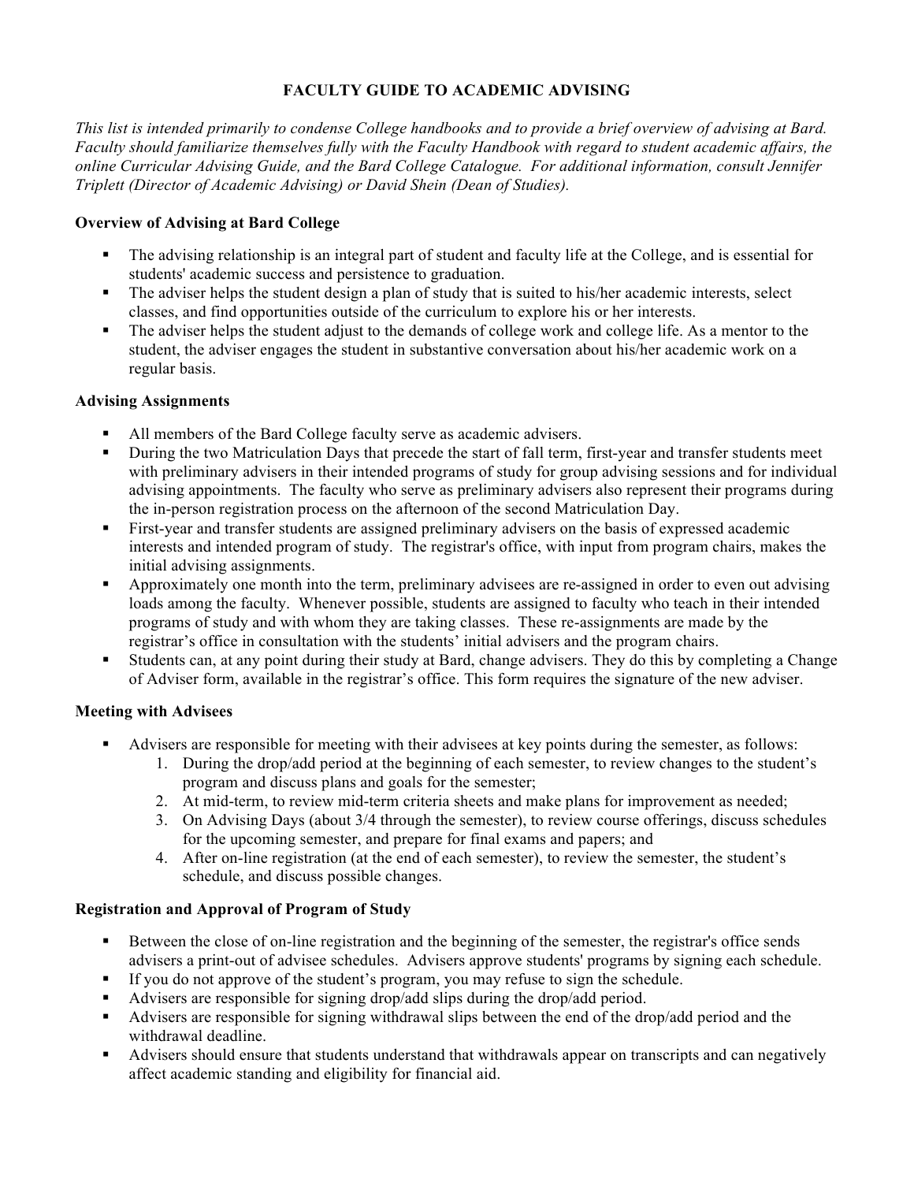# FACULTY GUIDE TO ACADEMIC ADVISING

*This list is intended primarily to condense College handbooks and to provide a brief overview of advising at Bard. Faculty should familiarize themselves fully with the Faculty Handbook with regard to student academic affairs, the online Curricular Advising Guide, and the Bard College Catalogue. For additional information, consult Jennifer Triplett (Director of Academic Advising) or David Shein (Dean of Studies).*

### Overview of Advising at Bard College

- The advising relationship is an integral part of student and faculty life at the College, and is essential for students' academic success and persistence to graduation.
- The adviser helps the student design a plan of study that is suited to his/her academic interests, select classes, and find opportunities outside of the curriculum to explore his or her interests.
- The adviser helps the student adjust to the demands of college work and college life. As a mentor to the student, the adviser engages the student in substantive conversation about his/her academic work on a regular basis.

### Advising Assignments

- All members of the Bard College faculty serve as academic advisers.
- During the two Matriculation Days that precede the start of fall term, first-year and transfer students meet with preliminary advisers in their intended programs of study for group advising sessions and for individual advising appointments. The faculty who serve as preliminary advisers also represent their programs during the in-person registration process on the afternoon of the second Matriculation Day.
- First-year and transfer students are assigned preliminary advisers on the basis of expressed academic interests and intended program of study. The registrar's office, with input from program chairs, makes the initial advising assignments.
- Approximately one month into the term, preliminary advisees are re-assigned in order to even out advising loads among the faculty. Whenever possible, students are assigned to faculty who teach in their intended programs of study and with whom they are taking classes. These re-assignments are made by the registrar's office in consultation with the students' initial advisers and the program chairs.
- Students can, at any point during their study at Bard, change advisers. They do this by completing a Change of Adviser form, available in the registrar's office. This form requires the signature of the new adviser.

### Meeting with Advisees

- Advisers are responsible for meeting with their advisees at key points during the semester, as follows:
  1. During the drop/add period at the beginning of each semester, to review changes to the student's program and discuss plans and goals for the semester;
  2. At mid-term, to review mid-term criteria sheets and make plans for improvement as needed;
  3. On Advising Days (about 3/4 through the semester), to review course offerings, discuss schedules for the upcoming semester, and prepare for final exams and papers; and
  4. After on-line registration (at the end of each semester), to review the semester, the student's schedule, and discuss possible changes.

### Registration and Approval of Program of Study

- Between the close of on-line registration and the beginning of the semester, the registrar's office sends advisers a print-out of advisee schedules. Advisers approve students' programs by signing each schedule.
- If you do not approve of the student's program, you may refuse to sign the schedule.
- Advisers are responsible for signing drop/add slips during the drop/add period.
- Advisers are responsible for signing withdrawal slips between the end of the drop/add period and the withdrawal deadline.
- Advisers should ensure that students understand that withdrawals appear on transcripts and can negatively affect academic standing and eligibility for financial aid.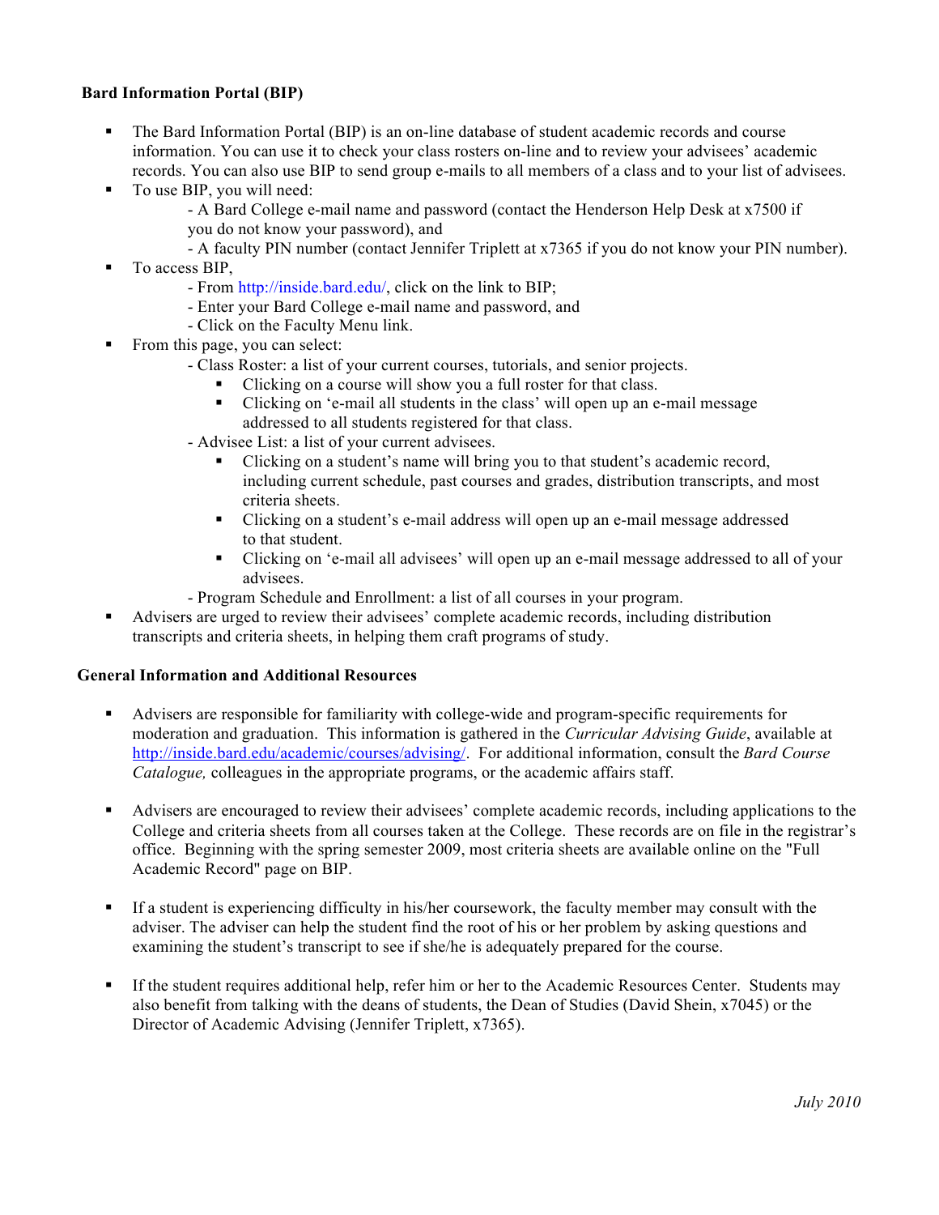## Bard Information Portal (BIP)

- The Bard Information Portal (BIP) is an on-line database of student academic records and course information. You can use it to check your class rosters on-line and to review your advisees' academic records. You can also use BIP to send group e-mails to all members of a class and to your list of advisees.
- To use BIP, you will need:
  - A Bard College e-mail name and password (contact the Henderson Help Desk at x7500 if you do not know your password), and
  - A faculty PIN number (contact Jennifer Triplett at x7365 if you do not know your PIN number).
- To access BIP,
  - From http://inside.bard.edu/, click on the link to BIP;
  - Enter your Bard College e-mail name and password, and
  - Click on the Faculty Menu link.
- From this page, you can select:
  - Class Roster: a list of your current courses, tutorials, and senior projects.
    - Clicking on a course will show you a full roster for that class.
    - Clicking on 'e-mail all students in the class' will open up an e-mail message addressed to all students registered for that class.
  - Advisee List: a list of your current advisees.
    - Clicking on a student's name will bring you to that student's academic record, including current schedule, past courses and grades, distribution transcripts, and most criteria sheets.
    - Clicking on a student's e-mail address will open up an e-mail message addressed to that student.
    - Clicking on 'e-mail all advisees' will open up an e-mail message addressed to all of your advisees.
  - Program Schedule and Enrollment: a list of all courses in your program.
- Advisers are urged to review their advisees' complete academic records, including distribution transcripts and criteria sheets, in helping them craft programs of study.

## General Information and Additional Resources

- Advisers are responsible for familiarity with college-wide and program-specific requirements for moderation and graduation. This information is gathered in the *Curricular Advising Guide*, available at http://inside.bard.edu/academic/courses/advising/. For additional information, consult the *Bard Course Catalogue,* colleagues in the appropriate programs, or the academic affairs staff.

- Advisers are encouraged to review their advisees' complete academic records, including applications to the College and criteria sheets from all courses taken at the College. These records are on file in the registrar's office. Beginning with the spring semester 2009, most criteria sheets are available online on the "Full Academic Record" page on BIP.

- If a student is experiencing difficulty in his/her coursework, the faculty member may consult with the adviser. The adviser can help the student find the root of his or her problem by asking questions and examining the student's transcript to see if she/he is adequately prepared for the course.

- If the student requires additional help, refer him or her to the Academic Resources Center. Students may also benefit from talking with the deans of students, the Dean of Studies (David Shein, x7045) or the Director of Academic Advising (Jennifer Triplett, x7365).

*July 2010*